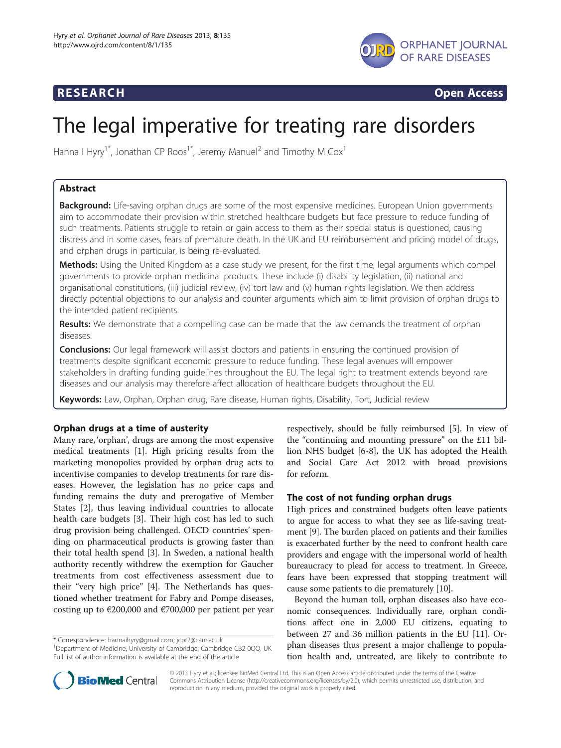**RESEARCH** **Open Access**

# The legal imperative for treating rare disorders

Hanna I Hyry[1*], Jonathan CP Roos[1*], Jeremy Manuel[2] and Timothy M Cox[1]

## Abstract

**Background:** Life-saving orphan drugs are some of the most expensive medicines. European Union governments aim to accommodate their provision within stretched healthcare budgets but face pressure to reduce funding of such treatments. Patients struggle to retain or gain access to them as their special status is questioned, causing distress and in some cases, fears of premature death. In the UK and EU reimbursement and pricing model of drugs, and orphan drugs in particular, is being re-evaluated.

**Methods:** Using the United Kingdom as a case study we present, for the first time, legal arguments which compel governments to provide orphan medicinal products. These include (i) disability legislation, (ii) national and organisational constitutions, (iii) judicial review, (iv) tort law and (v) human rights legislation. We then address directly potential objections to our analysis and counter arguments which aim to limit provision of orphan drugs to the intended patient recipients.

**Results:** We demonstrate that a compelling case can be made that the law demands the treatment of orphan diseases.

**Conclusions:** Our legal framework will assist doctors and patients in ensuring the continued provision of treatments despite significant economic pressure to reduce funding. These legal avenues will empower stakeholders in drafting funding guidelines throughout the EU. The legal right to treatment extends beyond rare diseases and our analysis may therefore affect allocation of healthcare budgets throughout the EU.

**Keywords:** Law, Orphan, Orphan drug, Rare disease, Human rights, Disability, Tort, Judicial review

## Orphan drugs at a time of austerity

Many rare, 'orphan', drugs are among the most expensive medical treatments [1]. High pricing results from the marketing monopolies provided by orphan drug acts to incentivise companies to develop treatments for rare diseases. However, the legislation has no price caps and funding remains the duty and prerogative of Member States [2], thus leaving individual countries to allocate health care budgets [3]. Their high cost has led to such drug provision being challenged. OECD countries' spending on pharmaceutical products is growing faster than their total health spend [3]. In Sweden, a national health authority recently withdrew the exemption for Gaucher treatments from cost effectiveness assessment due to their "very high price" [4]. The Netherlands has questioned whether treatment for Fabry and Pompe diseases, costing up to €200,000 and €700,000 per patient per year respectively, should be fully reimbursed [5]. In view of the "continuing and mounting pressure" on the £11 billion NHS budget [6-8], the UK has adopted the Health and Social Care Act 2012 with broad provisions for reform.

## The cost of not funding orphan drugs

High prices and constrained budgets often leave patients to argue for access to what they see as life-saving treatment [9]. The burden placed on patients and their families is exacerbated further by the need to confront health care providers and engage with the impersonal world of health bureaucracy to plead for access to treatment. In Greece, fears have been expressed that stopping treatment will cause some patients to die prematurely [10].

Beyond the human toll, orphan diseases also have economic consequences. Individually rare, orphan conditions affect one in 2,000 EU citizens, equating to between 27 and 36 million patients in the EU [11]. Orphan diseases thus present a major challenge to population health and, untreated, are likely to contribute to

\* Correspondence: hannaihyry@gmail.com; jcpr2@cam.ac.uk
[1]Department of Medicine, University of Cambridge, Cambridge CB2 0QQ, UK
Full list of author information is available at the end of the article

© 2013 Hyry et al.; licensee BioMed Central Ltd. This is an Open Access article distributed under the terms of the Creative Commons Attribution License (http://creativecommons.org/licenses/by/2.0), which permits unrestricted use, distribution, and reproduction in any medium, provided the original work is properly cited.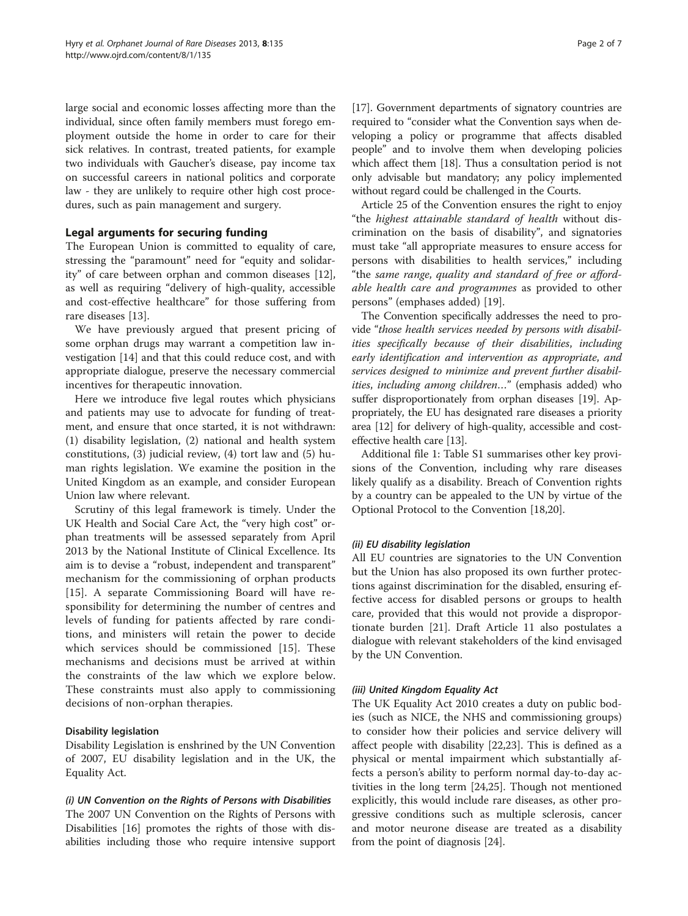large social and economic losses affecting more than the individual, since often family members must forego employment outside the home in order to care for their sick relatives. In contrast, treated patients, for example two individuals with Gaucher's disease, pay income tax on successful careers in national politics and corporate law - they are unlikely to require other high cost procedures, such as pain management and surgery.

## Legal arguments for securing funding

The European Union is committed to equality of care, stressing the "paramount" need for "equity and solidarity" of care between orphan and common diseases [12], as well as requiring "delivery of high-quality, accessible and cost-effective healthcare" for those suffering from rare diseases [13].

We have previously argued that present pricing of some orphan drugs may warrant a competition law investigation [14] and that this could reduce cost, and with appropriate dialogue, preserve the necessary commercial incentives for therapeutic innovation.

Here we introduce five legal routes which physicians and patients may use to advocate for funding of treatment, and ensure that once started, it is not withdrawn: (1) disability legislation, (2) national and health system constitutions, (3) judicial review, (4) tort law and (5) human rights legislation. We examine the position in the United Kingdom as an example, and consider European Union law where relevant.

Scrutiny of this legal framework is timely. Under the UK Health and Social Care Act, the "very high cost" orphan treatments will be assessed separately from April 2013 by the National Institute of Clinical Excellence. Its aim is to devise a "robust, independent and transparent" mechanism for the commissioning of orphan products [15]. A separate Commissioning Board will have responsibility for determining the number of centres and levels of funding for patients affected by rare conditions, and ministers will retain the power to decide which services should be commissioned [15]. These mechanisms and decisions must be arrived at within the constraints of the law which we explore below. These constraints must also apply to commissioning decisions of non-orphan therapies.

### Disability legislation

Disability Legislation is enshrined by the UN Convention of 2007, EU disability legislation and in the UK, the Equality Act.

#### *(i) UN Convention on the Rights of Persons with Disabilities*

The 2007 UN Convention on the Rights of Persons with Disabilities [16] promotes the rights of those with disabilities including those who require intensive support [17]. Government departments of signatory countries are required to "consider what the Convention says when developing a policy or programme that affects disabled people" and to involve them when developing policies which affect them [18]. Thus a consultation period is not only advisable but mandatory; any policy implemented without regard could be challenged in the Courts.

Article 25 of the Convention ensures the right to enjoy "the *highest attainable standard of health* without discrimination on the basis of disability", and signatories must take "all appropriate measures to ensure access for persons with disabilities to health services," including "the *same range, quality and standard of free or affordable health care and programmes* as provided to other persons" (emphases added) [19].

The Convention specifically addresses the need to provide "*those health services needed by persons with disabilities specifically because of their disabilities, including early identification and intervention as appropriate, and services designed to minimize and prevent further disabilities, including among children…*" (emphasis added) who suffer disproportionately from orphan diseases [19]. Appropriately, the EU has designated rare diseases a priority area [12] for delivery of high-quality, accessible and cost-effective health care [13].

Additional file 1: Table S1 summarises other key provisions of the Convention, including why rare diseases likely qualify as a disability. Breach of Convention rights by a country can be appealed to the UN by virtue of the Optional Protocol to the Convention [18,20].

#### *(ii) EU disability legislation*

All EU countries are signatories to the UN Convention but the Union has also proposed its own further protections against discrimination for the disabled, ensuring effective access for disabled persons or groups to health care, provided that this would not provide a disproportionate burden [21]. Draft Article 11 also postulates a dialogue with relevant stakeholders of the kind envisaged by the UN Convention.

#### *(iii) United Kingdom Equality Act*

The UK Equality Act 2010 creates a duty on public bodies (such as NICE, the NHS and commissioning groups) to consider how their policies and service delivery will affect people with disability [22,23]. This is defined as a physical or mental impairment which substantially affects a person's ability to perform normal day-to-day activities in the long term [24,25]. Though not mentioned explicitly, this would include rare diseases, as other progressive conditions such as multiple sclerosis, cancer and motor neurone disease are treated as a disability from the point of diagnosis [24].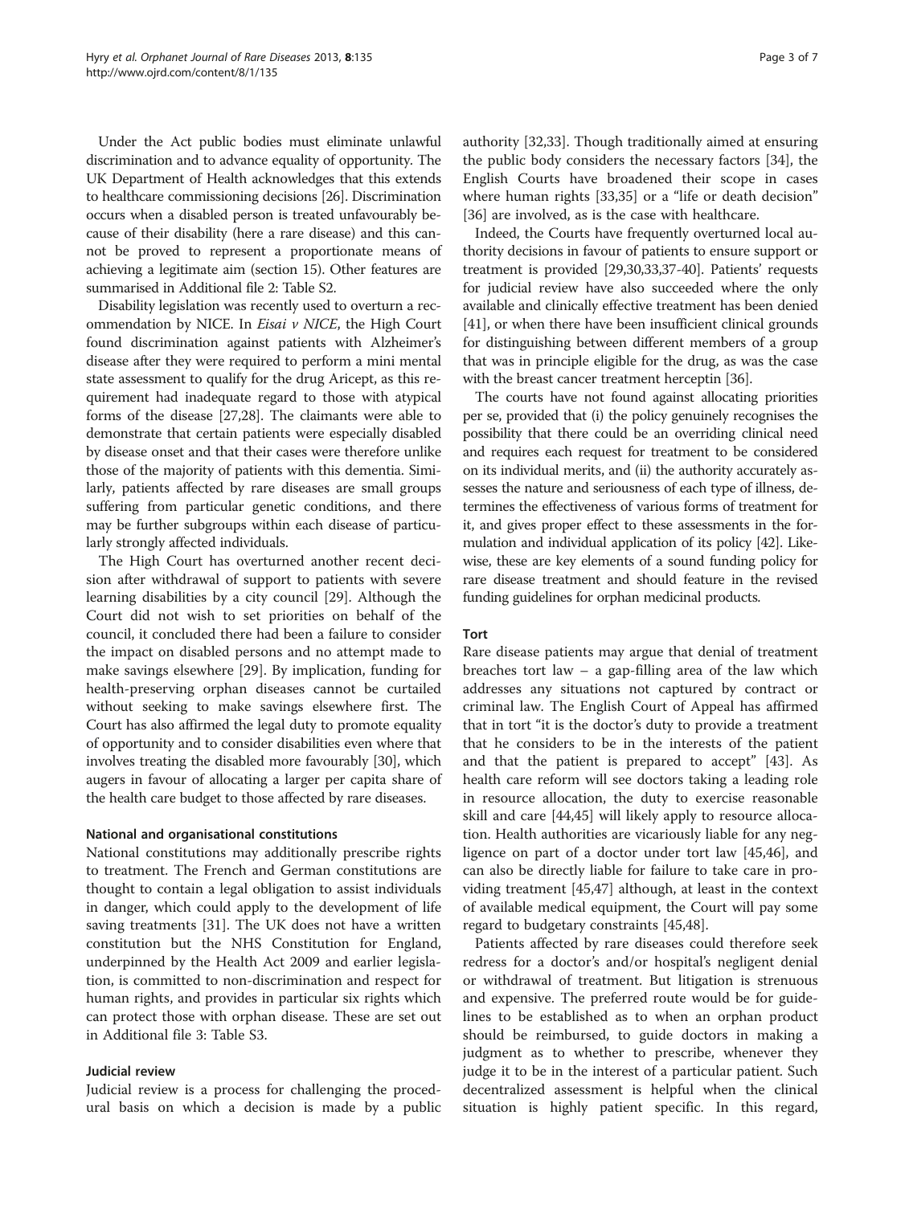Under the Act public bodies must eliminate unlawful discrimination and to advance equality of opportunity. The UK Department of Health acknowledges that this extends to healthcare commissioning decisions [26]. Discrimination occurs when a disabled person is treated unfavourably because of their disability (here a rare disease) and this cannot be proved to represent a proportionate means of achieving a legitimate aim (section 15). Other features are summarised in Additional file 2: Table S2.

Disability legislation was recently used to overturn a recommendation by NICE. In *Eisai v NICE*, the High Court found discrimination against patients with Alzheimer's disease after they were required to perform a mini mental state assessment to qualify for the drug Aricept, as this requirement had inadequate regard to those with atypical forms of the disease [27,28]. The claimants were able to demonstrate that certain patients were especially disabled by disease onset and that their cases were therefore unlike those of the majority of patients with this dementia. Similarly, patients affected by rare diseases are small groups suffering from particular genetic conditions, and there may be further subgroups within each disease of particularly strongly affected individuals.

The High Court has overturned another recent decision after withdrawal of support to patients with severe learning disabilities by a city council [29]. Although the Court did not wish to set priorities on behalf of the council, it concluded there had been a failure to consider the impact on disabled persons and no attempt made to make savings elsewhere [29]. By implication, funding for health-preserving orphan diseases cannot be curtailed without seeking to make savings elsewhere first. The Court has also affirmed the legal duty to promote equality of opportunity and to consider disabilities even where that involves treating the disabled more favourably [30], which augers in favour of allocating a larger per capita share of the health care budget to those affected by rare diseases.

#### National and organisational constitutions

National constitutions may additionally prescribe rights to treatment. The French and German constitutions are thought to contain a legal obligation to assist individuals in danger, which could apply to the development of life saving treatments [31]. The UK does not have a written constitution but the NHS Constitution for England, underpinned by the Health Act 2009 and earlier legislation, is committed to non-discrimination and respect for human rights, and provides in particular six rights which can protect those with orphan disease. These are set out in Additional file 3: Table S3.

#### Judicial review

Judicial review is a process for challenging the procedural basis on which a decision is made by a public authority [32,33]. Though traditionally aimed at ensuring the public body considers the necessary factors [34], the English Courts have broadened their scope in cases where human rights [33,35] or a "life or death decision" [36] are involved, as is the case with healthcare.

Indeed, the Courts have frequently overturned local authority decisions in favour of patients to ensure support or treatment is provided [29,30,33,37-40]. Patients' requests for judicial review have also succeeded where the only available and clinically effective treatment has been denied [41], or when there have been insufficient clinical grounds for distinguishing between different members of a group that was in principle eligible for the drug, as was the case with the breast cancer treatment herceptin [36].

The courts have not found against allocating priorities per se, provided that (i) the policy genuinely recognises the possibility that there could be an overriding clinical need and requires each request for treatment to be considered on its individual merits, and (ii) the authority accurately assesses the nature and seriousness of each type of illness, determines the effectiveness of various forms of treatment for it, and gives proper effect to these assessments in the formulation and individual application of its policy [42]. Likewise, these are key elements of a sound funding policy for rare disease treatment and should feature in the revised funding guidelines for orphan medicinal products.

#### Tort

Rare disease patients may argue that denial of treatment breaches tort law – a gap-filling area of the law which addresses any situations not captured by contract or criminal law. The English Court of Appeal has affirmed that in tort "it is the doctor's duty to provide a treatment that he considers to be in the interests of the patient and that the patient is prepared to accept" [43]. As health care reform will see doctors taking a leading role in resource allocation, the duty to exercise reasonable skill and care [44,45] will likely apply to resource allocation. Health authorities are vicariously liable for any negligence on part of a doctor under tort law [45,46], and can also be directly liable for failure to take care in providing treatment [45,47] although, at least in the context of available medical equipment, the Court will pay some regard to budgetary constraints [45,48].

Patients affected by rare diseases could therefore seek redress for a doctor's and/or hospital's negligent denial or withdrawal of treatment. But litigation is strenuous and expensive. The preferred route would be for guidelines to be established as to when an orphan product should be reimbursed, to guide doctors in making a judgment as to whether to prescribe, whenever they judge it to be in the interest of a particular patient. Such decentralized assessment is helpful when the clinical situation is highly patient specific. In this regard,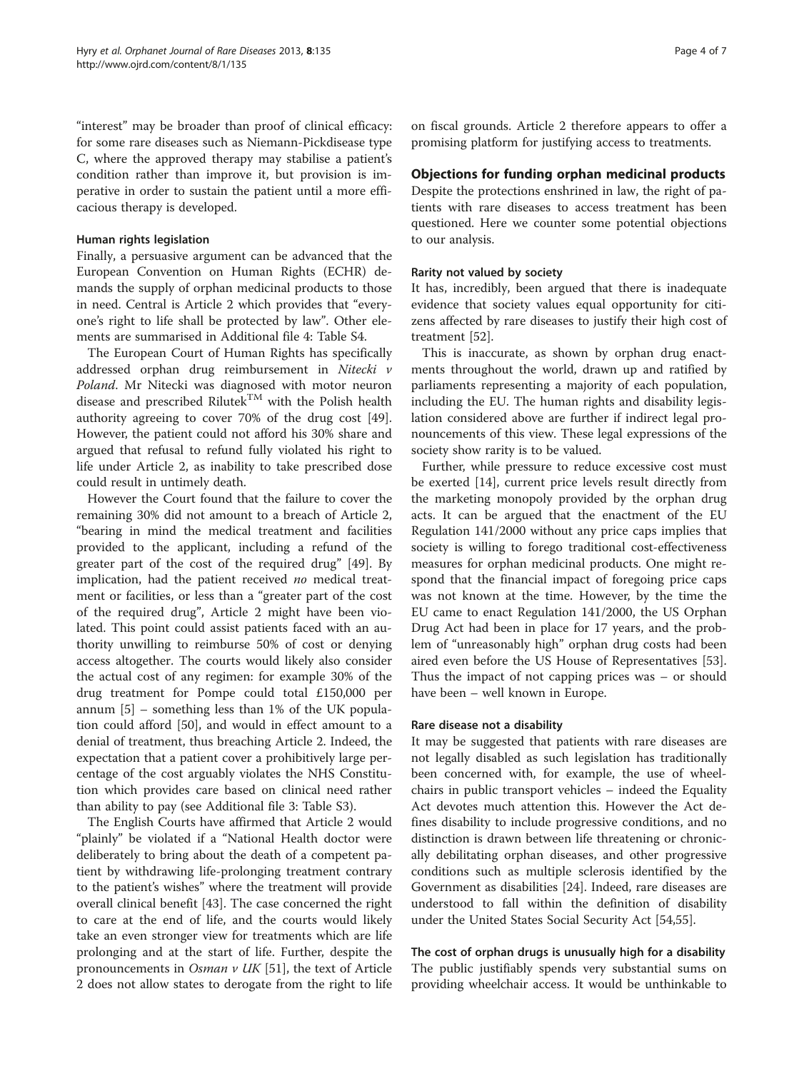"interest" may be broader than proof of clinical efficacy: for some rare diseases such as Niemann-Pickdisease type C, where the approved therapy may stabilise a patient's condition rather than improve it, but provision is imperative in order to sustain the patient until a more efficacious therapy is developed.

#### Human rights legislation

Finally, a persuasive argument can be advanced that the European Convention on Human Rights (ECHR) demands the supply of orphan medicinal products to those in need. Central is Article 2 which provides that "everyone's right to life shall be protected by law". Other elements are summarised in Additional file 4: Table S4.

The European Court of Human Rights has specifically addressed orphan drug reimbursement in *Nitecki v Poland*. Mr Nitecki was diagnosed with motor neuron disease and prescribed Rilutek™ with the Polish health authority agreeing to cover 70% of the drug cost [49]. However, the patient could not afford his 30% share and argued that refusal to refund fully violated his right to life under Article 2, as inability to take prescribed dose could result in untimely death.

However the Court found that the failure to cover the remaining 30% did not amount to a breach of Article 2, "bearing in mind the medical treatment and facilities provided to the applicant, including a refund of the greater part of the cost of the required drug" [49]. By implication, had the patient received *no* medical treatment or facilities, or less than a "greater part of the cost of the required drug", Article 2 might have been violated. This point could assist patients faced with an authority unwilling to reimburse 50% of cost or denying access altogether. The courts would likely also consider the actual cost of any regimen: for example 30% of the drug treatment for Pompe could total £150,000 per annum [5] – something less than 1% of the UK population could afford [50], and would in effect amount to a denial of treatment, thus breaching Article 2. Indeed, the expectation that a patient cover a prohibitively large percentage of the cost arguably violates the NHS Constitution which provides care based on clinical need rather than ability to pay (see Additional file 3: Table S3).

The English Courts have affirmed that Article 2 would "plainly" be violated if a "National Health doctor were deliberately to bring about the death of a competent patient by withdrawing life-prolonging treatment contrary to the patient's wishes" where the treatment will provide overall clinical benefit [43]. The case concerned the right to care at the end of life, and the courts would likely take an even stronger view for treatments which are life prolonging and at the start of life. Further, despite the pronouncements in *Osman v UK* [51], the text of Article 2 does not allow states to derogate from the right to life on fiscal grounds. Article 2 therefore appears to offer a promising platform for justifying access to treatments.

### Objections for funding orphan medicinal products

Despite the protections enshrined in law, the right of patients with rare diseases to access treatment has been questioned. Here we counter some potential objections to our analysis.

#### Rarity not valued by society

It has, incredibly, been argued that there is inadequate evidence that society values equal opportunity for citizens affected by rare diseases to justify their high cost of treatment [52].

This is inaccurate, as shown by orphan drug enactments throughout the world, drawn up and ratified by parliaments representing a majority of each population, including the EU. The human rights and disability legislation considered above are further if indirect legal pronouncements of this view. These legal expressions of the society show rarity is to be valued.

Further, while pressure to reduce excessive cost must be exerted [14], current price levels result directly from the marketing monopoly provided by the orphan drug acts. It can be argued that the enactment of the EU Regulation 141/2000 without any price caps implies that society is willing to forego traditional cost-effectiveness measures for orphan medicinal products. One might respond that the financial impact of foregoing price caps was not known at the time. However, by the time the EU came to enact Regulation 141/2000, the US Orphan Drug Act had been in place for 17 years, and the problem of "unreasonably high" orphan drug costs had been aired even before the US House of Representatives [53]. Thus the impact of not capping prices was – or should have been – well known in Europe.

#### Rare disease not a disability

It may be suggested that patients with rare diseases are not legally disabled as such legislation has traditionally been concerned with, for example, the use of wheelchairs in public transport vehicles – indeed the Equality Act devotes much attention this. However the Act defines disability to include progressive conditions, and no distinction is drawn between life threatening or chronically debilitating orphan diseases, and other progressive conditions such as multiple sclerosis identified by the Government as disabilities [24]. Indeed, rare diseases are understood to fall within the definition of disability under the United States Social Security Act [54,55].

#### The cost of orphan drugs is unusually high for a disability

The public justifiably spends very substantial sums on providing wheelchair access. It would be unthinkable to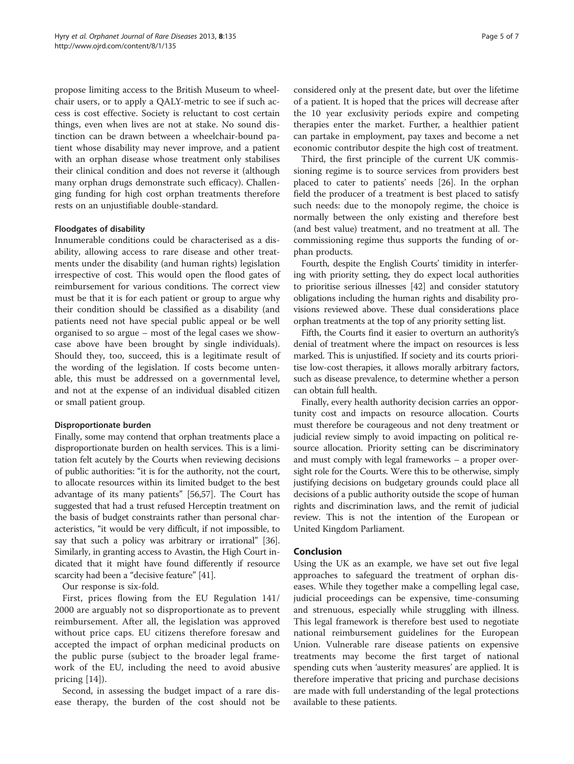propose limiting access to the British Museum to wheelchair users, or to apply a QALY-metric to see if such access is cost effective. Society is reluctant to cost certain things, even when lives are not at stake. No sound distinction can be drawn between a wheelchair-bound patient whose disability may never improve, and a patient with an orphan disease whose treatment only stabilises their clinical condition and does not reverse it (although many orphan drugs demonstrate such efficacy). Challenging funding for high cost orphan treatments therefore rests on an unjustifiable double-standard.

#### Floodgates of disability

Innumerable conditions could be characterised as a disability, allowing access to rare disease and other treatments under the disability (and human rights) legislation irrespective of cost. This would open the flood gates of reimbursement for various conditions. The correct view must be that it is for each patient or group to argue why their condition should be classified as a disability (and patients need not have special public appeal or be well organised to so argue – most of the legal cases we showcase above have been brought by single individuals). Should they, too, succeed, this is a legitimate result of the wording of the legislation. If costs become untenable, this must be addressed on a governmental level, and not at the expense of an individual disabled citizen or small patient group.

#### Disproportionate burden

Finally, some may contend that orphan treatments place a disproportionate burden on health services. This is a limitation felt acutely by the Courts when reviewing decisions of public authorities: "it is for the authority, not the court, to allocate resources within its limited budget to the best advantage of its many patients" [56,57]. The Court has suggested that had a trust refused Herceptin treatment on the basis of budget constraints rather than personal characteristics, "it would be very difficult, if not impossible, to say that such a policy was arbitrary or irrational" [36]. Similarly, in granting access to Avastin, the High Court indicated that it might have found differently if resource scarcity had been a "decisive feature" [41].

Our response is six-fold.

First, prices flowing from the EU Regulation 141/2000 are arguably not so disproportionate as to prevent reimbursement. After all, the legislation was approved without price caps. EU citizens therefore foresaw and accepted the impact of orphan medicinal products on the public purse (subject to the broader legal framework of the EU, including the need to avoid abusive pricing [14]).

Second, in assessing the budget impact of a rare disease therapy, the burden of the cost should not be considered only at the present date, but over the lifetime of a patient. It is hoped that the prices will decrease after the 10 year exclusivity periods expire and competing therapies enter the market. Further, a healthier patient can partake in employment, pay taxes and become a net economic contributor despite the high cost of treatment.

Third, the first principle of the current UK commissioning regime is to source services from providers best placed to cater to patients' needs [26]. In the orphan field the producer of a treatment is best placed to satisfy such needs: due to the monopoly regime, the choice is normally between the only existing and therefore best (and best value) treatment, and no treatment at all. The commissioning regime thus supports the funding of orphan products.

Fourth, despite the English Courts' timidity in interfering with priority setting, they do expect local authorities to prioritise serious illnesses [42] and consider statutory obligations including the human rights and disability provisions reviewed above. These dual considerations place orphan treatments at the top of any priority setting list.

Fifth, the Courts find it easier to overturn an authority's denial of treatment where the impact on resources is less marked. This is unjustified. If society and its courts prioritise low-cost therapies, it allows morally arbitrary factors, such as disease prevalence, to determine whether a person can obtain full health.

Finally, every health authority decision carries an opportunity cost and impacts on resource allocation. Courts must therefore be courageous and not deny treatment or judicial review simply to avoid impacting on political resource allocation. Priority setting can be discriminatory and must comply with legal frameworks – a proper oversight role for the Courts. Were this to be otherwise, simply justifying decisions on budgetary grounds could place all decisions of a public authority outside the scope of human rights and discrimination laws, and the remit of judicial review. This is not the intention of the European or United Kingdom Parliament.

## Conclusion

Using the UK as an example, we have set out five legal approaches to safeguard the treatment of orphan diseases. While they together make a compelling legal case, judicial proceedings can be expensive, time-consuming and strenuous, especially while struggling with illness. This legal framework is therefore best used to negotiate national reimbursement guidelines for the European Union. Vulnerable rare disease patients on expensive treatments may become the first target of national spending cuts when 'austerity measures' are applied. It is therefore imperative that pricing and purchase decisions are made with full understanding of the legal protections available to these patients.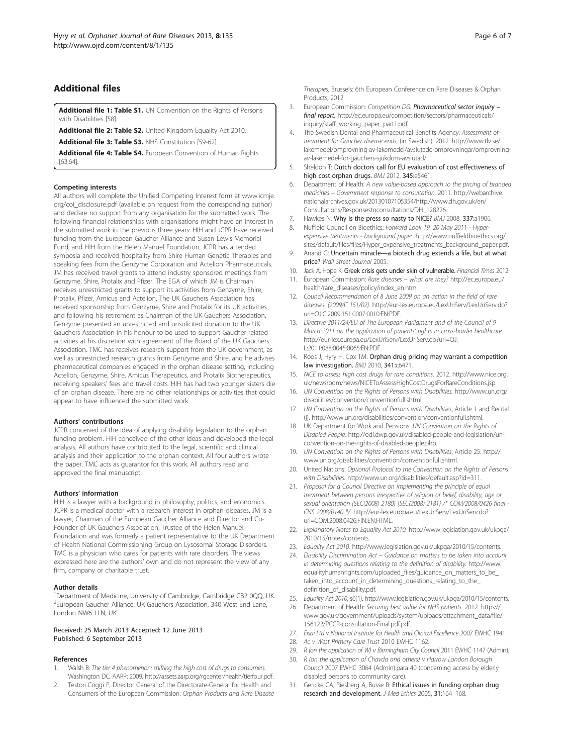## Additional files

**Additional file 1: Table S1.** UN Convention on the Rights of Persons with Disabilities [58].

**Additional file 2: Table S2.** United Kingdom Equality Act 2010.

**Additional file 3: Table S3.** NHS Constitution [59-62].

**Additional file 4: Table S4.** European Convention of Human Rights [63,64].

#### Competing interests

All authors will complete the Unified Competing Interest form at www.icmje.org/coi_disclosure.pdf (available on request from the corresponding author) and declare no support from any organisation for the submitted work. The following financial relationships with organisations might have an interest in the submitted work in the previous three years: HIH and JCPR have received funding from the European Gaucher Alliance and Susan Lewis Memorial Fund, and HIH from the Helen Manuel Foundation. JCPR has attended symposia and received hospitality from Shire Human Genetic Therapies and speaking fees from the Genzyme Corporation and Actelion Pharmaceuticals. JM has received travel grants to attend industry sponsored meetings from Genzyme, Shire, Protalix and Pfizer. The EGA of which JM is Chairman receives unrestricted grants to support its activities from Genzyme, Shire, Protalix, Pfizer, Amicus and Actelion. The UK Gauchers Association has received sponsorship from Genzyme, Shire and Protalix for its UK activities and following his retirement as Chairman of the UK Gauchers Association, Genzyme presented an unrestricted and unsolicited donation to the UK Gauchers Association in his honour to be used to support Gaucher related activities at his discretion with agreement of the Board of the UK Gauchers Association. TMC has receives research support from the UK government, as well as unrestricted research grants from Genzyme and Shire, and he advises pharmaceutical companies engaged in the orphan disease setting, including Actelion, Genzyme, Shire, Amicus Therapeutics, and Protalix Biotherapeutics, receiving speakers' fees and travel costs. HIH has had two younger sisters die of an orphan disease. There are no other relationships or activities that could appear to have influenced the submitted work.

#### Authors' contributions

JCPR conceived of the idea of applying disability legislation to the orphan funding problem. HIH conceived of the other ideas and developed the legal analysis. All authors have contributed to the legal, scientific and clinical analysis and their application to the orphan context. All four authors wrote the paper. TMC acts as guarantor for this work. All authors read and approved the final manuscript.

#### Authors' information

HIH is a lawyer with a background in philosophy, politics, and economics. JCPR is a medical doctor with a research interest in orphan diseases. JM is a lawyer, Chairman of the European Gaucher Alliance and Director and Co-Founder of UK Gauchers Association, Trustee of the Helen Manuel Foundation and was formerly a patient representative to the UK Department of Health National Commissioning Group on Lysosomal Storage Disorders. TMC is a physician who cares for patients with rare disorders. The views expressed here are the authors' own and do not represent the view of any firm, company or charitable trust.

#### Author details

[1]Department of Medicine, University of Cambridge, Cambridge CB2 0QQ, UK. [2]European Gaucher Alliance, UK Gauchers Association, 340 West End Lane, London NW6 1LN, UK.

Received: 25 March 2013 Accepted: 12 June 2013
Published: 6 September 2013

#### References

1. Walsh B: *The tier 4 phenomenon: shifting the high cost of drugs to consumers.* Washington DC: AARP; 2009. http://assets.aarp.org/rgcenter/health/tierfour.pdf.
2. Testori Coggi P, Director General of the Directorate-General for Health and Consumers of the European Commission: *Orphan Products and Rare Disease Therapies.* Brussels: 6th European Conference on Rare Diseases & Orphan Products; 2012.
3. European Commission: *Competition DG:* **Pharmaceutical sector inquiry – final report.** http://ec.europa.eu/competition/sectors/pharmaceuticals/inquiry/staff_working_paper_part1.pdf.
4. The Swedish Dental and Pharmaceutical Benefits Agency: *Assessment of treatment for Gaucher disease ends*, (in Swedish). 2012. http://www.tlv.se/lakemedel/omprovning-av-lakemedel/avslutade-omprovningar/omprovning-av-lakemedel-for-gauchers-sjukdom-avslutad/.
5. Sheldon T: **Dutch doctors call for EU evaluation of cost effectiveness of high cost orphan drugs.** *BMJ* 2012, **345:**e5461.
6. Department of Health: *A new value-based approach to the pricing of branded medicines – Government response to consultation.* 2011. http://webarchive.nationalarchives.gov.uk/20130107105354/http://www.dh.gov.uk/en/Consultations/Responsestoconsultations/DH_128226.
7. Hawkes N: **Why is the press so nasty to NICE?** *BMJ* 2008, **337:**a1906.
8. Nuffield Council on Bioethics: *Forward Look 19–20 May 2011 - Hyper-expensive treatments - background paper.* http://www.nuffieldbioethics.org/sites/default/files/files/Hyper_expensive_treatments_background_paper.pdf.
9. Anand G: **Uncertain miracle—a biotech drug extends a life, but at what price?** *Wall Street Journal* 2005.
10. Jack A, Hope K: **Greek crisis gets under skin of vulnerable.** *Financial Times* 2012.
11. European Commission: *Rare diseases – what are they?* http://ec.europa.eu/health/rare_diseases/policy/index_en.htm.
12. *Council Recommendation of 8 June 2009 on an action in the field of rare diseases. (2009/C 151/02).* http://eur-lex.europa.eu/LexUriServ/LexUriServ.do?uri=OJ:C:2009:151:0007:0010:EN:PDF.
13. *Directive 2011/24/EU of The European Parliament and of the Council of 9 March 2011 on the application of patients' rights in cross-border healthcare.* http://eur-lex.europa.eu/LexUriServ/LexUriServ.do?uri=OJ:L:2011:088:0045:0065:EN:PDF.
14. Roos J, Hyry H, Cox TM: **Orphan drug pricing may warrant a competition law investigation.** *BMJ* 2010, **341:**c6471.
15. *NICE to assess high cost drugs for rare conditions.* 2012. http://www.nice.org.uk/newsroom/news/NICEToAssessHighCostDrugsForRareConditions.jsp.
16. *UN Convention on the Rights of Persons with Disabilities.* http://www.un.org/disabilities/convention/conventionfull.shtml.
17. *UN Convention on the Rights of Persons with Disabilities*, Article 1 and Recital (j). http://www.un.org/disabilities/convention/conventionfull.shtml.
18. UK Department for Work and Pensions: *UN Convention on the Rights of Disabled People.* http://odi.dwp.gov.uk/disabled-people-and-legislation/un-convention-on-the-rights-of-disabled-people.php.
19. *UN Convention on the Rights of Persons with Disabilities*, Article 25. http://www.un.org/disabilities/convention/conventionfull.shtml.
20. United Nations: *Optional Protocol to the Convention on the Rights of Persons with Disabilities.* http://www.un.org/disabilities/default.asp?id=311.
21. *Proposal for a Council Directive on implementing the principle of equal treatment between persons irrespective of religion or belief, disability, age or sexual orientation {SEC(2008) 2180} {SEC(2008) 2181} /* COM/2008/0426 final - CNS 2008/0140 */.* http://eur-lex.europa.eu/LexUriServ/LexUriServ.do?uri=COM:2008:0426:FIN:EN:HTML.
22. *Explanatory Notes to Equality Act 2010.* http://www.legislation.gov.uk/ukpga/2010/15/notes/contents.
23. *Equality Act 2010.* http://www.legislation.gov.uk/ukpga/2010/15/contents.
24. *Disability Discrimination Act – Guidance on matters to be taken into account in determining questions relating to the definition of disability.* http://www.equalityhumanrights.com/uploaded_files/guidance_on_matters_to_be_taken_into_account_in_determining_questions_relating_to_the_definition_of_disability.pdf.
25. *Equality Act 2010*, s6(1). http://www.legislation.gov.uk/ukpga/2010/15/contents.
26. Department of Health: *Securing best value for NHS patients.* 2012. https://www.gov.uk/government/uploads/system/uploads/attachment_data/file/156122/PCCR-consultation-Final.pdf.pdf.
27. *Eisai Ltd v National Institute for Health and Clinical Excellence* 2007 EWHC 1941.
28. *Ac v West Primary Care Trust* 2010 EWHC 1162.
29. *R (on the application of W) v Birmingham City Council* 2011 EWHC 1147 (Admin).
30. *R (on the application of Chavda and others) v Harrow London Borough Council* 2007 EWHC 3064 (Admin):para 40 (concerning access by elderly disabled persons to community care).
31. Gericke CA, Riesberg A, Busse R: **Ethical issues in funding orphan drug research and development.** *J Med Ethics* 2005, **31:**164–168.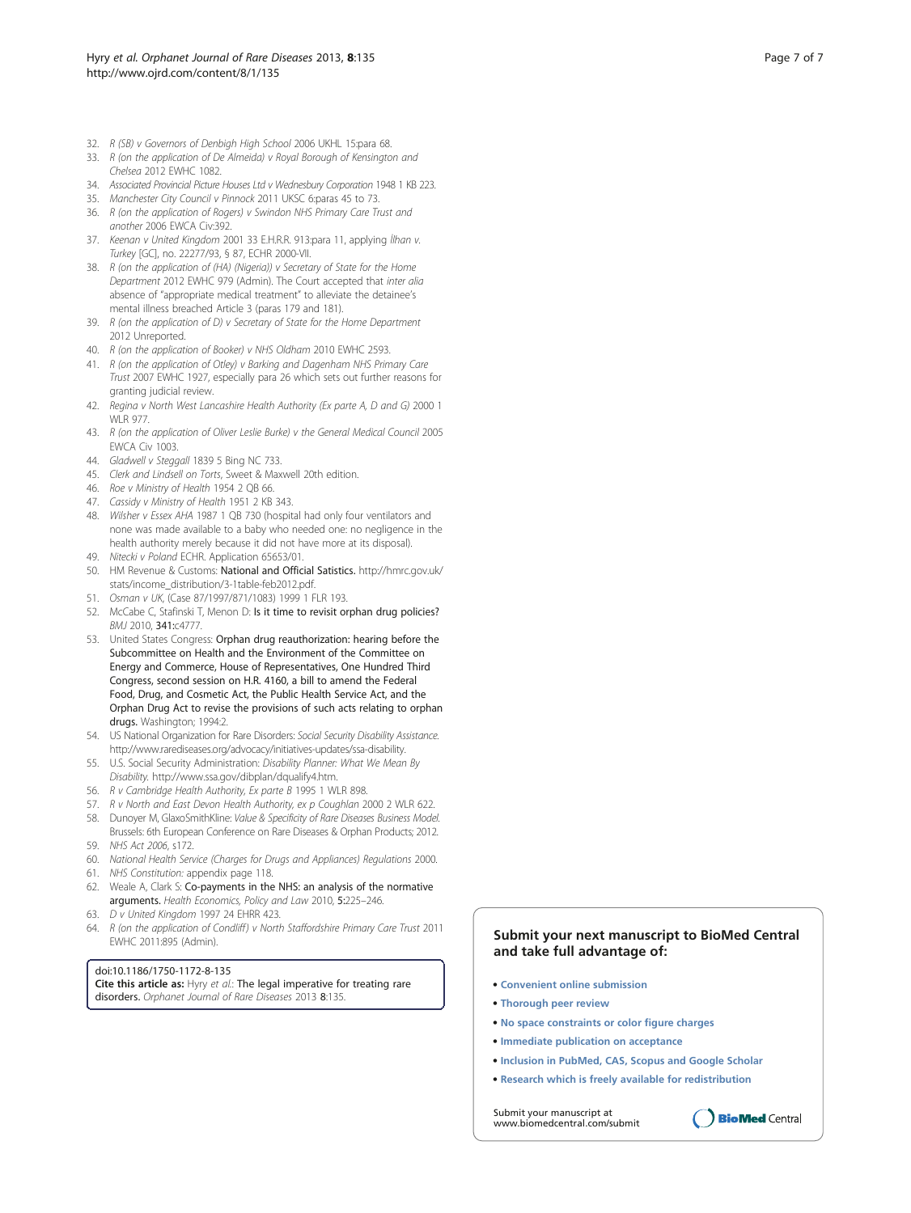32. *R (SB) v Governors of Denbigh High School* 2006 UKHL 15:para 68.
33. *R (on the application of De Almeida) v Royal Borough of Kensington and Chelsea* 2012 EWHC 1082.
34. *Associated Provincial Picture Houses Ltd v Wednesbury Corporation* 1948 1 KB 223.
35. *Manchester City Council v Pinnock* 2011 UKSC 6:paras 45 to 73.
36. *R (on the application of Rogers) v Swindon NHS Primary Care Trust and another* 2006 EWCA Civ:392.
37. *Keenan v United Kingdom* 2001 33 E.H.R.R. 913:para 11, applying *İlhan v. Turkey* [GC], no. 22277/93, § 87, ECHR 2000-VII.
38. *R (on the application of (HA) (Nigeria)) v Secretary of State for the Home Department* 2012 EWHC 979 (Admin). The Court accepted that *inter alia* absence of "appropriate medical treatment" to alleviate the detainee's mental illness breached Article 3 (paras 179 and 181).
39. *R (on the application of D) v Secretary of State for the Home Department* 2012 Unreported.
40. *R (on the application of Booker) v NHS Oldham* 2010 EWHC 2593.
41. *R (on the application of Otley) v Barking and Dagenham NHS Primary Care Trust* 2007 EWHC 1927, especially para 26 which sets out further reasons for granting judicial review.
42. *Regina v North West Lancashire Health Authority (Ex parte A, D and G)* 2000 1 WLR 977.
43. *R (on the application of Oliver Leslie Burke) v the General Medical Council* 2005 EWCA Civ 1003.
44. *Gladwell v Steggall* 1839 5 Bing NC 733.
45. *Clerk and Lindsell on Torts*, Sweet & Maxwell 20th edition.
46. *Roe v Ministry of Health* 1954 2 QB 66.
47. *Cassidy v Ministry of Health* 1951 2 KB 343.
48. *Wilsher v Essex AHA* 1987 1 QB 730 (hospital had only four ventilators and none was made available to a baby who needed one: no negligence in the health authority merely because it did not have more at its disposal).
49. *Nitecki v Poland* ECHR. Application 65653/01.
50. HM Revenue & Customs: **National and Official Satistics.** http://hmrc.gov.uk/stats/income_distribution/3-1table-feb2012.pdf.
51. *Osman v UK*, (Case 87/1997/871/1083) 1999 1 FLR 193.
52. McCabe C, Stafinski T, Menon D: **Is it time to revisit orphan drug policies?** *BMJ* 2010, **341:**c4777.
53. United States Congress: **Orphan drug reauthorization: hearing before the Subcommittee on Health and the Environment of the Committee on Energy and Commerce, House of Representatives, One Hundred Third Congress, second session on H.R. 4160, a bill to amend the Federal Food, Drug, and Cosmetic Act, the Public Health Service Act, and the Orphan Drug Act to revise the provisions of such acts relating to orphan drugs.** Washington; 1994:2.
54. US National Organization for Rare Disorders: *Social Security Disability Assistance.* http://www.rarediseases.org/advocacy/initiatives-updates/ssa-disability.
55. U.S. Social Security Administration: *Disability Planner: What We Mean By Disability.* http://www.ssa.gov/dibplan/dqualify4.htm.
56. *R v Cambridge Health Authority, Ex parte B* 1995 1 WLR 898.
57. *R v North and East Devon Health Authority, ex p Coughlan* 2000 2 WLR 622.
58. Dunoyer M, GlaxoSmithKline: *Value & Specificity of Rare Diseases Business Model.* Brussels: 6th European Conference on Rare Diseases & Orphan Products; 2012.
59. *NHS Act 2006*, s172.
60. *National Health Service (Charges for Drugs and Appliances) Regulations* 2000.
61. *NHS Constitution:* appendix page 118.
62. Weale A, Clark S: **Co-payments in the NHS: an analysis of the normative arguments.** *Health Economics, Policy and Law* 2010, **5:**225–246.
63. *D v United Kingdom* 1997 24 EHRR 423.
64. *R (on the application of Condliff) v North Staffordshire Primary Care Trust* 2011 EWHC 2011:895 (Admin).

doi:10.1186/1750-1172-8-135

**Cite this article as:** Hyry *et al.*: The legal imperative for treating rare disorders. *Orphanet Journal of Rare Diseases* 2013 **8**:135.